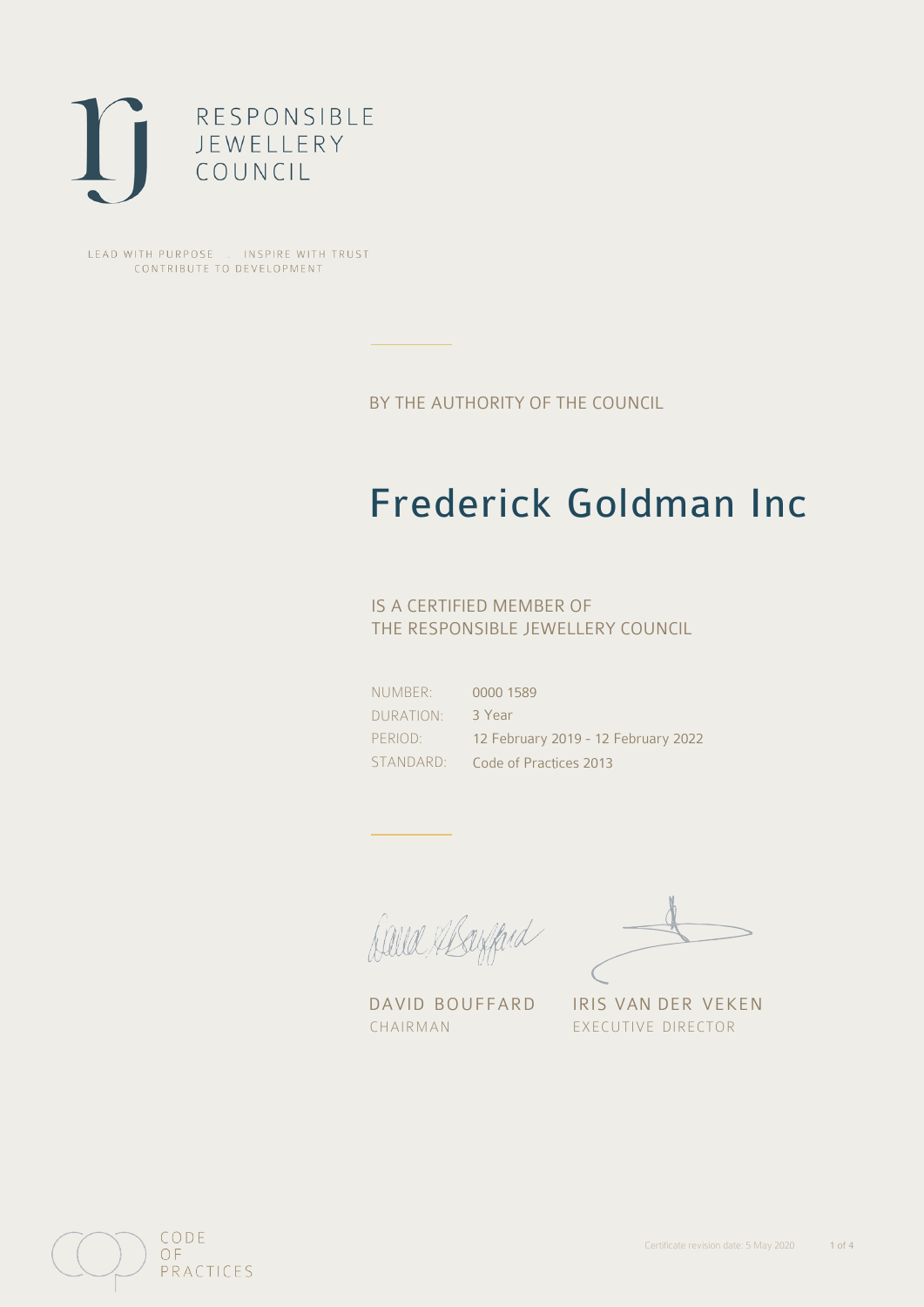RESPONSIBLE
JEWELLERY
COUNCIL

LEAD WITH PURPOSE . INSPIRE WITH TRUST
CONTRIBUTE TO DEVELOPMENT

BY THE AUTHORITY OF THE COUNCIL

# Frederick Goldman Inc

IS A CERTIFIED MEMBER OF
THE RESPONSIBLE JEWELLERY COUNCIL

| | |
|---|---|
| NUMBER: | 0000 1589 |
| DURATION: | 3 Year |
| PERIOD: | 12 February 2019 - 12 February 2022 |
| STANDARD: | Code of Practices 2013 |

DAVID BOUFFARD
CHAIRMAN

IRIS VAN DER VEKEN
EXECUTIVE DIRECTOR

CODE
OF
PRACTICES

Certificate revision date: 5 May 2020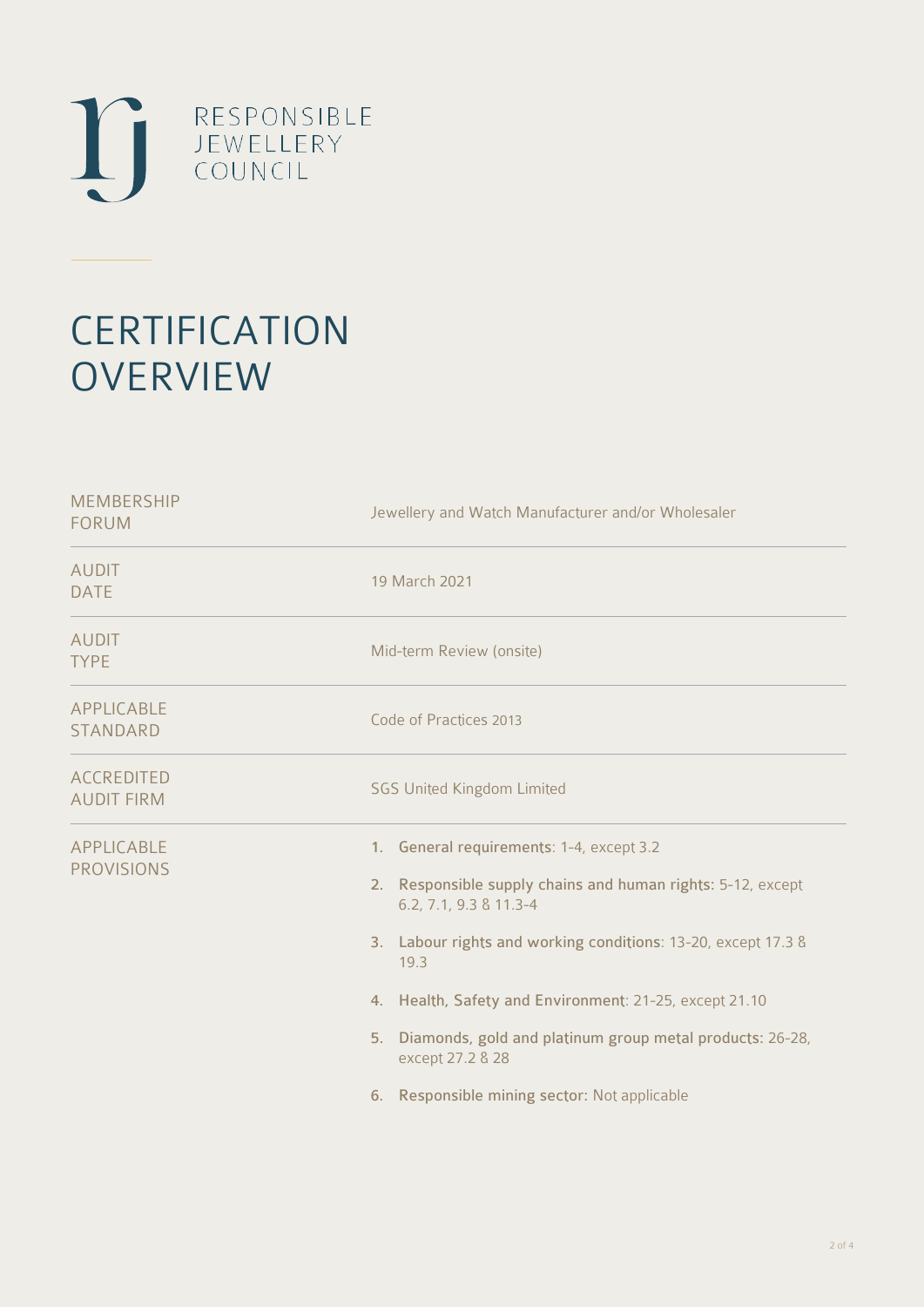RESPONSIBLE JEWELLERY COUNCIL

# CERTIFICATION OVERVIEW

| | |
|---|---|
| MEMBERSHIP FORUM | Jewellery and Watch Manufacturer and/or Wholesaler |
| AUDIT DATE | 19 March 2021 |
| AUDIT TYPE | Mid-term Review (onsite) |
| APPLICABLE STANDARD | Code of Practices 2013 |
| ACCREDITED AUDIT FIRM | SGS United Kingdom Limited |
| APPLICABLE PROVISIONS | 1. **General requirements**: 1-4, except 3.2<br>2. **Responsible supply chains and human rights**: 5-12, except 6.2, 7.1, 9.3 & 11.3-4<br>3. **Labour rights and working conditions**: 13-20, except 17.3 & 19.3<br>4. **Health, Safety and Environment**: 21-25, except 21.10<br>5. **Diamonds, gold and platinum group metal products**: 26-28, except 27.2 & 28<br>6. **Responsible mining sector**: Not applicable |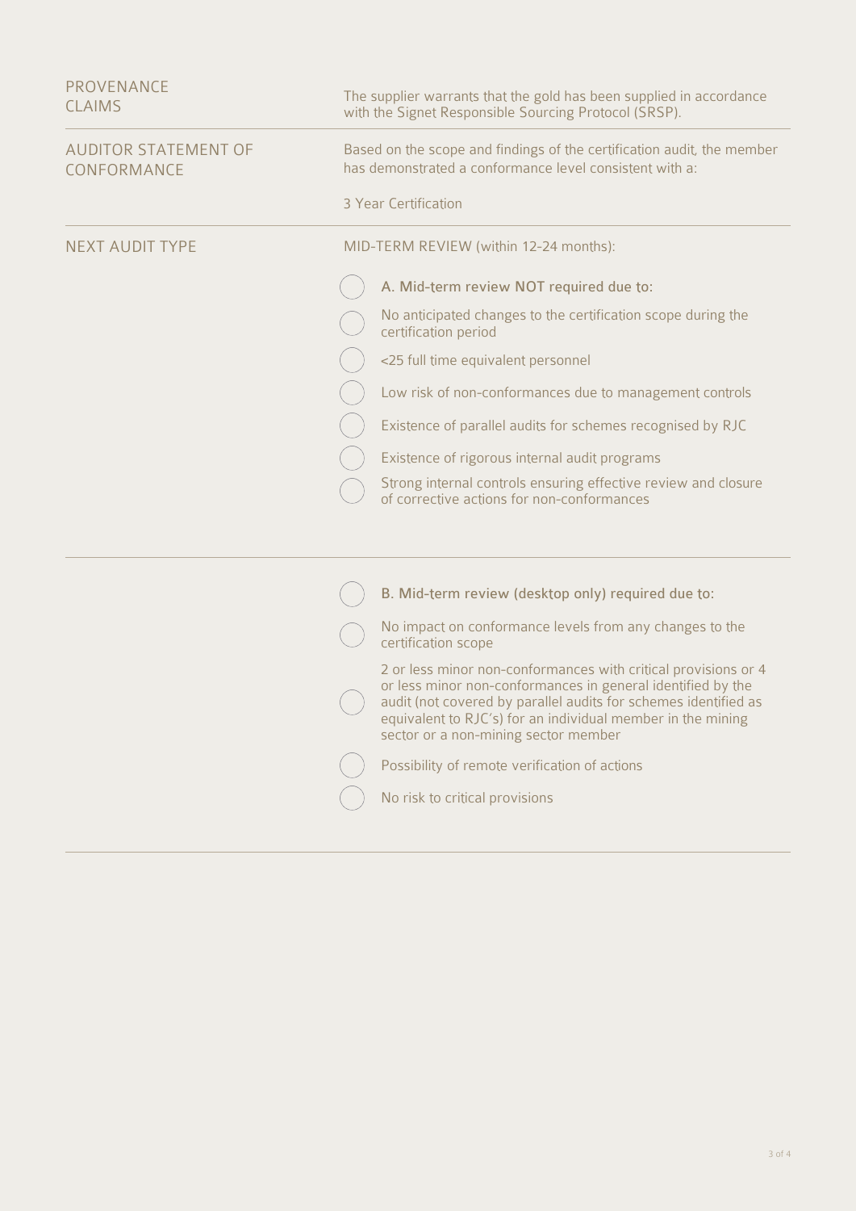| | |
|---|---|
| PROVENANCE CLAIMS | The supplier warrants that the gold has been supplied in accordance with the Signet Responsible Sourcing Protocol (SRSP). |
| AUDITOR STATEMENT OF CONFORMANCE | Based on the scope and findings of the certification audit, the member has demonstrated a conformance level consistent with a:<br><br>3 Year Certification |

NEXT AUDIT TYPE

MID-TERM REVIEW (within 12-24 months):

- [ ] **A. Mid-term review NOT required due to:**
- [ ] No anticipated changes to the certification scope during the certification period
- [ ] <25 full time equivalent personnel
- [ ] Low risk of non-conformances due to management controls
- [ ] Existence of parallel audits for schemes recognised by RJC
- [ ] Existence of rigorous internal audit programs
- [ ] Strong internal controls ensuring effective review and closure of corrective actions for non-conformances

---

- [ ] **B. Mid-term review (desktop only) required due to:**
- [ ] No impact on conformance levels from any changes to the certification scope
- [ ] 2 or less minor non-conformances with critical provisions or 4 or less minor non-conformances in general identified by the audit (not covered by parallel audits for schemes identified as equivalent to RJC's) for an individual member in the mining sector or a non-mining sector member
- [ ] Possibility of remote verification of actions
- [ ] No risk to critical provisions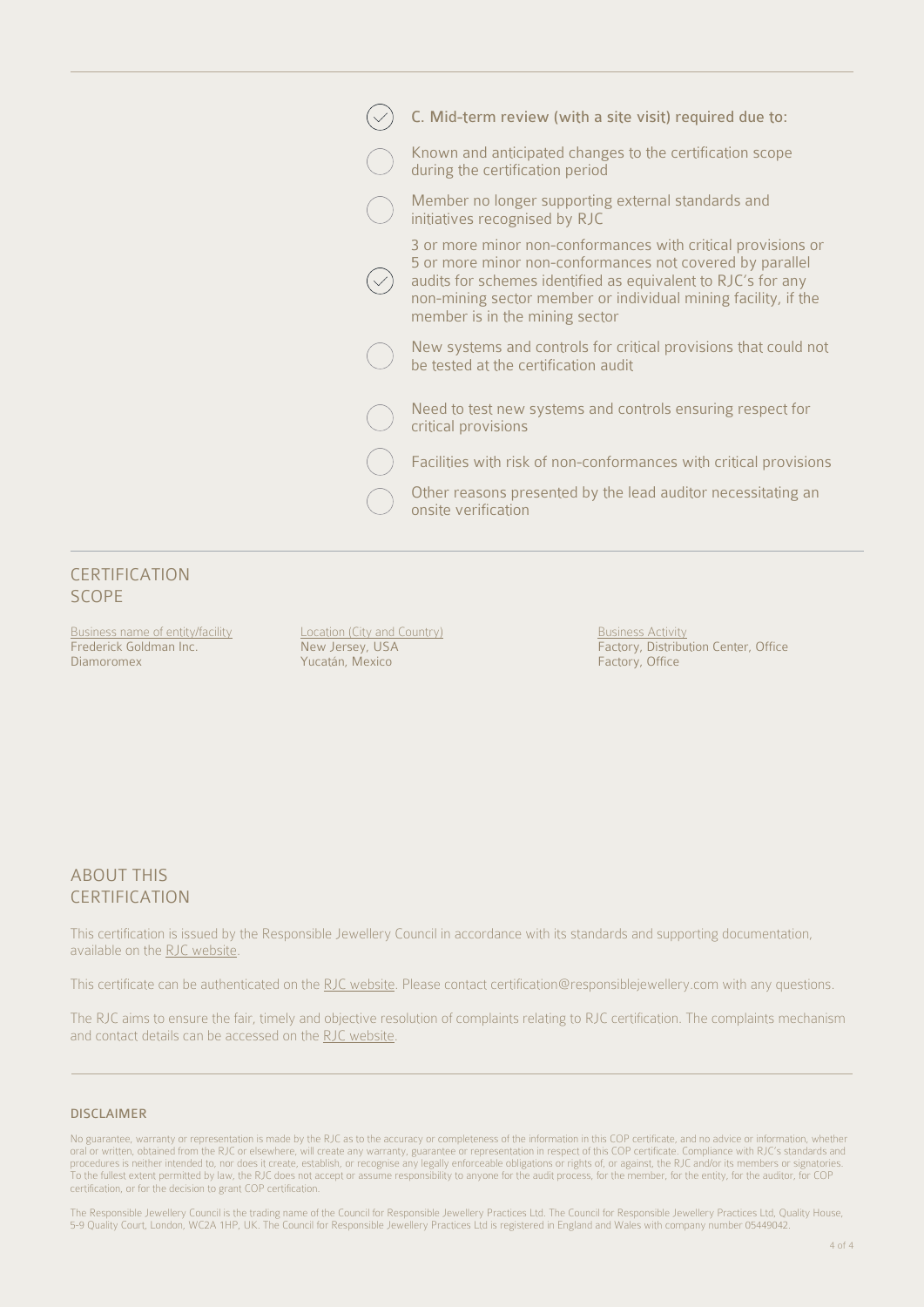- [x] **C. Mid-term review (with a site visit) required due to:**
- [ ] Known and anticipated changes to the certification scope during the certification period
- [ ] Member no longer supporting external standards and initiatives recognised by RJC
- [x] 3 or more minor non-conformances with critical provisions or 5 or more minor non-conformances not covered by parallel audits for schemes identified as equivalent to RJC's for any non-mining sector member or individual mining facility, if the member is in the mining sector
- [ ] New systems and controls for critical provisions that could not be tested at the certification audit
- [ ] Need to test new systems and controls ensuring respect for critical provisions
- [ ] Facilities with risk of non-conformances with critical provisions
- [ ] Other reasons presented by the lead auditor necessitating an onsite verification

## CERTIFICATION SCOPE

| Business name of entity/facility | Location (City and Country) | Business Activity |
| --- | --- | --- |
| Frederick Goldman Inc. | New Jersey, USA | Factory, Distribution Center, Office |
| Diamoromex | Yucatán, Mexico | Factory, Office |

## ABOUT THIS CERTIFICATION

This certification is issued by the Responsible Jewellery Council in accordance with its standards and supporting documentation, available on the RJC website.

This certificate can be authenticated on the RJC website. Please contact certification@responsiblejewellery.com with any questions.

The RJC aims to ensure the fair, timely and objective resolution of complaints relating to RJC certification. The complaints mechanism and contact details can be accessed on the RJC website.

### DISCLAIMER

No guarantee, warranty or representation is made by the RJC as to the accuracy or completeness of the information in this COP certificate, and no advice or information, whether oral or written, obtained from the RJC or elsewhere, will create any warranty, guarantee or representation in respect of this COP certificate. Compliance with RJC's standards and procedures is neither intended to, nor does it create, establish, or recognise any legally enforceable obligations or rights of, or against, the RJC and/or its members or signatories. To the fullest extent permitted by law, the RJC does not accept or assume responsibility to anyone for the audit process, for the member, for the entity, for the auditor, for COP certification, or for the decision to grant COP certification.

The Responsible Jewellery Council is the trading name of the Council for Responsible Jewellery Practices Ltd. The Council for Responsible Jewellery Practices Ltd, Quality House, 5-9 Quality Court, London, WC2A 1HP, UK. The Council for Responsible Jewellery Practices Ltd is registered in England and Wales with company number 05449042.